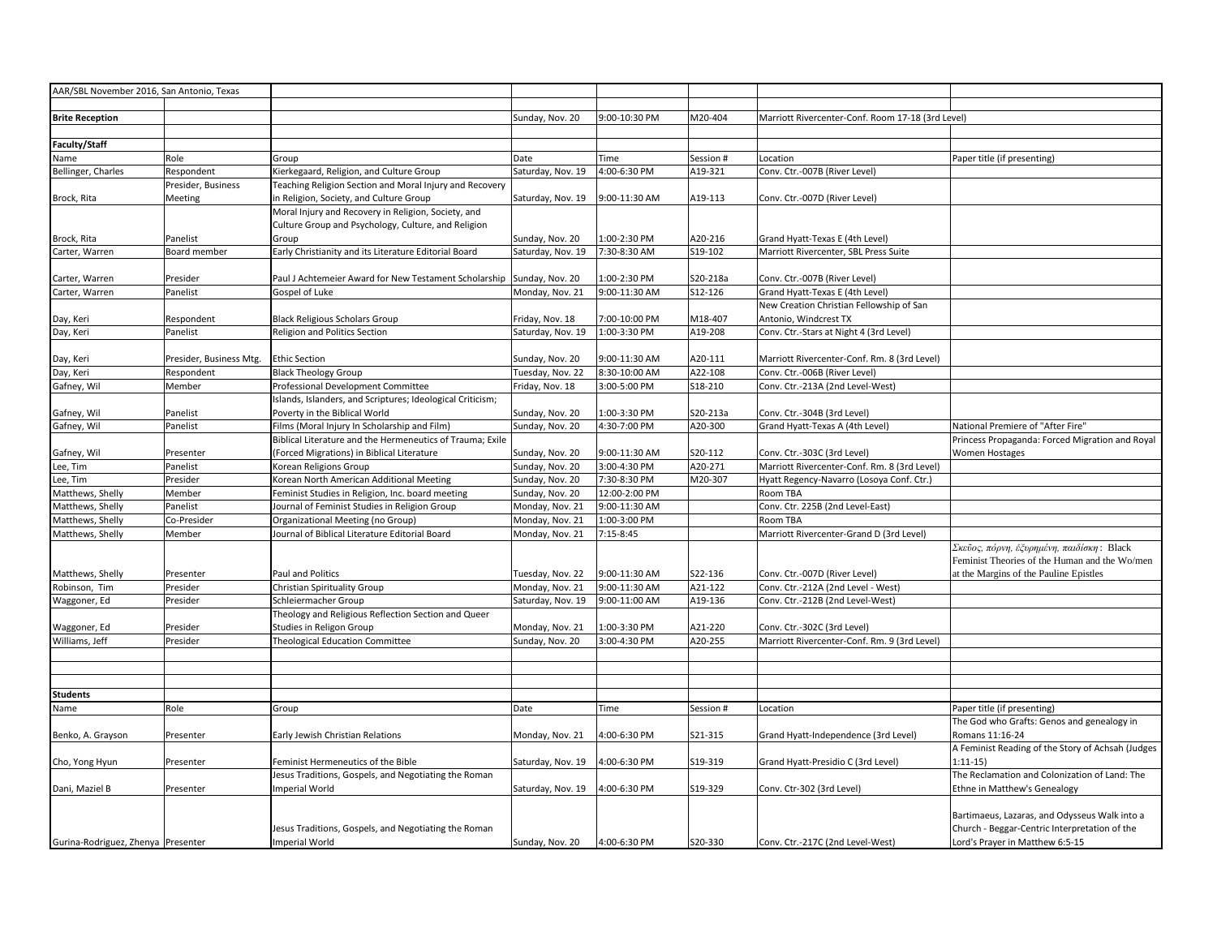AAR/SBL November 2016, San Antonio, Texas

| | | | | | | | |
|---|---|---|---|---|---|---|---|
| **Brite Reception** | | | Sunday, Nov. 20 | 9:00-10:30 PM | M20-404 | Marriott Rivercenter-Conf. Room 17-18 (3rd Level) | |
| | | | | | | | |
| **Faculty/Staff** | | | | | | | |
| Name | Role | Group | Date | Time | Session # | Location | Paper title (if presenting) |
| Bellinger, Charles | Respondent | Kierkegaard, Religion, and Culture Group | Saturday, Nov. 19 | 4:00-6:30 PM | A19-321 | Conv. Ctr.-007B (River Level) | |
| Brock, Rita | Presider, Business Meeting | Teaching Religion Section and Moral Injury and Recovery in Religion, Society, and Culture Group | Saturday, Nov. 19 | 9:00-11:30 AM | A19-113 | Conv. Ctr.-007D (River Level) | |
| Brock, Rita | Panelist | Moral Injury and Recovery in Religion, Society, and Culture Group and Psychology, Culture, and Religion Group | Sunday, Nov. 20 | 1:00-2:30 PM | A20-216 | Grand Hyatt-Texas E (4th Level) | |
| Carter, Warren | Board member | Early Christianity and its Literature Editorial Board | Saturday, Nov. 19 | 7:30-8:30 AM | S19-102 | Marriott Rivercenter, SBL Press Suite | |
| Carter, Warren | Presider | Paul J Achtemeier Award for New Testament Scholarship | Sunday, Nov. 20 | 1:00-2:30 PM | S20-218a | Conv. Ctr.-007B (River Level) | |
| Carter, Warren | Panelist | Gospel of Luke | Monday, Nov. 21 | 9:00-11:30 AM | S12-126 | Grand Hyatt-Texas E (4th Level) | |
| Day, Keri | Respondent | Black Religious Scholars Group | Friday, Nov. 18 | 7:00-10:00 PM | M18-407 | New Creation Christian Fellowship of San Antonio, Windcrest TX | |
| Day, Keri | Panelist | Religion and Politics Section | Saturday, Nov. 19 | 1:00-3:30 PM | A19-208 | Conv. Ctr.-Stars at Night 4 (3rd Level) | |
| Day, Keri | Presider, Business Mtg. | Ethic Section | Sunday, Nov. 20 | 9:00-11:30 AM | A20-111 | Marriott Rivercenter-Conf. Rm. 8 (3rd Level) | |
| Day, Keri | Respondent | Black Theology Group | Tuesday, Nov. 22 | 8:30-10:00 AM | A22-108 | Conv. Ctr.-006B (River Level) | |
| Gafney, Wil | Member | Professional Development Committee | Friday, Nov. 18 | 3:00-5:00 PM | S18-210 | Conv. Ctr.-213A (2nd Level-West) | |
| Gafney, Wil | Panelist | Islands, Islanders, and Scriptures; Ideological Criticism; Poverty in the Biblical World | Sunday, Nov. 20 | 1:00-3:30 PM | S20-213a | Conv. Ctr.-304B (3rd Level) | |
| Gafney, Wil | Panelist | Films (Moral Injury In Scholarship and Film) | Sunday, Nov. 20 | 4:30-7:00 PM | A20-300 | Grand Hyatt-Texas A (4th Level) | National Premiere of "After Fire" |
| Gafney, Wil | Presenter | Biblical Literature and the Hermeneutics of Trauma; Exile (Forced Migrations) in Biblical Literature | Sunday, Nov. 20 | 9:00-11:30 AM | S20-112 | Conv. Ctr.-303C (3rd Level) | Princess Propaganda: Forced Migration and Royal Women Hostages |
| Lee, Tim | Panelist | Korean Religions Group | Sunday, Nov. 20 | 3:00-4:30 PM | A20-271 | Marriott Rivercenter-Conf. Rm. 8 (3rd Level) | |
| Lee, Tim | Presider | Korean North American Additional Meeting | Sunday, Nov. 20 | 7:30-8:30 PM | M20-307 | Hyatt Regency-Navarro (Losoya Conf. Ctr.) | |
| Matthews, Shelly | Member | Feminist Studies in Religion, Inc. board meeting | Sunday, Nov. 20 | 12:00-2:00 PM | | Room TBA | |
| Matthews, Shelly | Panelist | Journal of Feminist Studies in Religion Group | Monday, Nov. 21 | 9:00-11:30 AM | | Conv. Ctr. 225B (2nd Level-East) | |
| Matthews, Shelly | Co-Presider | Organizational Meeting (no Group) | Monday, Nov. 21 | 1:00-3:00 PM | | Room TBA | |
| Matthews, Shelly | Member | Journal of Biblical Literature Editorial Board | Monday, Nov. 21 | 7:15-8:45 | | Marriott Rivercenter-Grand D (3rd Level) | |
| Matthews, Shelly | Presenter | Paul and Politics | Tuesday, Nov. 22 | 9:00-11:30 AM | S22-136 | Conv. Ctr.-007D (River Level) | Σκεῦος, πόρνη, ἐξυρημένη, παιδίσκη: Black Feminist Theories of the Human and the Wo/men at the Margins of the Pauline Epistles |
| Robinson, Tim | Presider | Christian Spirituality Group | Monday, Nov. 21 | 9:00-11:30 AM | A21-122 | Conv. Ctr.-212A (2nd Level - West) | |
| Waggoner, Ed | Presider | Schleiermacher Group | Saturday, Nov. 19 | 9:00-11:00 AM | A19-136 | Conv. Ctr.-212B (2nd Level-West) | |
| Waggoner, Ed | Presider | Theology and Religious Reflection Section and Queer Studies in Religon Group | Monday, Nov. 21 | 1:00-3:30 PM | A21-220 | Conv. Ctr.-302C (3rd Level) | |
| Williams, Jeff | Presider | Theological Education Committee | Sunday, Nov. 20 | 3:00-4:30 PM | A20-255 | Marriott Rivercenter-Conf. Rm. 9 (3rd Level) | |
| | | | | | | | |
| | | | | | | | |
| | | | | | | | |
| **Students** | | | | | | | |
| Name | Role | Group | Date | Time | Session # | Location | Paper title (if presenting) |
| Benko, A. Grayson | Presenter | Early Jewish Christian Relations | Monday, Nov. 21 | 4:00-6:30 PM | S21-315 | Grand Hyatt-Independence (3rd Level) | The God who Grafts: Genos and genealogy in Romans 11:16-24 |
| Cho, Yong Hyun | Presenter | Feminist Hermeneutics of the Bible | Saturday, Nov. 19 | 4:00-6:30 PM | S19-319 | Grand Hyatt-Presidio C (3rd Level) | A Feminist Reading of the Story of Achsah (Judges 1:11-15) |
| Dani, Maziel B | Presenter | Jesus Traditions, Gospels, and Negotiating the Roman Imperial World | Saturday, Nov. 19 | 4:00-6:30 PM | S19-329 | Conv. Ctr-302 (3rd Level) | The Reclamation and Colonization of Land: The Ethne in Matthew's Genealogy |
| Gurina-Rodriguez, Zhenya | Presenter | Jesus Traditions, Gospels, and Negotiating the Roman Imperial World | Sunday, Nov. 20 | 4:00-6:30 PM | S20-330 | Conv. Ctr.-217C (2nd Level-West) | Bartimaeus, Lazaras, and Odysseus Walk into a Church - Beggar-Centric Interpretation of the Lord's Prayer in Matthew 6:5-15 |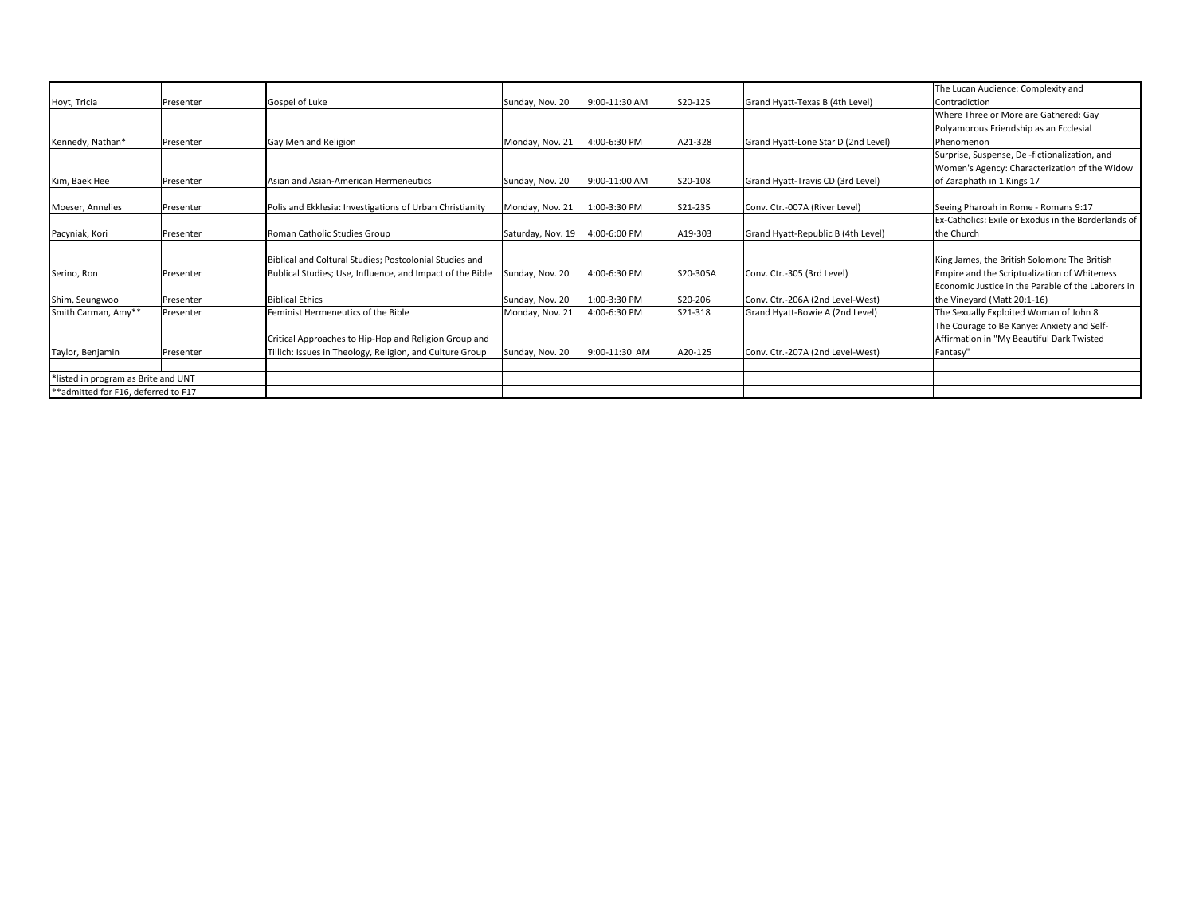| | | | | | | | |
|---|---|---|---|---|---|---|---|
| Hoyt, Tricia | Presenter | Gospel of Luke | Sunday, Nov. 20 | 9:00-11:30 AM | S20-125 | Grand Hyatt-Texas B (4th Level) | The Lucan Audience: Complexity and Contradiction |
| Kennedy, Nathan* | Presenter | Gay Men and Religion | Monday, Nov. 21 | 4:00-6:30 PM | A21-328 | Grand Hyatt-Lone Star D (2nd Level) | Where Three or More are Gathered: Gay Polyamorous Friendship as an Ecclesial Phenomenon |
| Kim, Baek Hee | Presenter | Asian and Asian-American Hermeneutics | Sunday, Nov. 20 | 9:00-11:00 AM | S20-108 | Grand Hyatt-Travis CD (3rd Level) | Surprise, Suspense, De -fictionalization, and Women's Agency: Characterization of the Widow of Zaraphath in 1 Kings 17 |
| Moeser, Annelies | Presenter | Polis and Ekklesia: Investigations of Urban Christianity | Monday, Nov. 21 | 1:00-3:30 PM | S21-235 | Conv. Ctr.-007A (River Level) | Seeing Pharoah in Rome - Romans 9:17 |
| Pacyniak, Kori | Presenter | Roman Catholic Studies Group | Saturday, Nov. 19 | 4:00-6:00 PM | A19-303 | Grand Hyatt-Republic B (4th Level) | Ex-Catholics: Exile or Exodus in the Borderlands of the Church |
| Serino, Ron | Presenter | Biblical and Coltural Studies; Postcolonial Studies and Bublical Studies; Use, Influence, and Impact of the Bible | Sunday, Nov. 20 | 4:00-6:30 PM | S20-305A | Conv. Ctr.-305 (3rd Level) | King James, the British Solomon: The British Empire and the Scriptualization of Whiteness |
| Shim, Seungwoo | Presenter | Biblical Ethics | Sunday, Nov. 20 | 1:00-3:30 PM | S20-206 | Conv. Ctr.-206A (2nd Level-West) | Economic Justice in the Parable of the Laborers in the Vineyard (Matt 20:1-16) |
| Smith Carman, Amy** | Presenter | Feminist Hermeneutics of the Bible | Monday, Nov. 21 | 4:00-6:30 PM | S21-318 | Grand Hyatt-Bowie A (2nd Level) | The Sexually Exploited Woman of John 8 |
| Taylor, Benjamin | Presenter | Critical Approaches to Hip-Hop and Religion Group and Tillich: Issues in Theology, Religion, and Culture Group | Sunday, Nov. 20 | 9:00-11:30 AM | A20-125 | Conv. Ctr.-207A (2nd Level-West) | The Courage to Be Kanye: Anxiety and Self-Affirmation in "My Beautiful Dark Twisted Fantasy" |
| | | | | | | | |
| *listed in program as Brite and UNT | | | | | | | |
| **admitted for F16, deferred to F17 | | | | | | | |